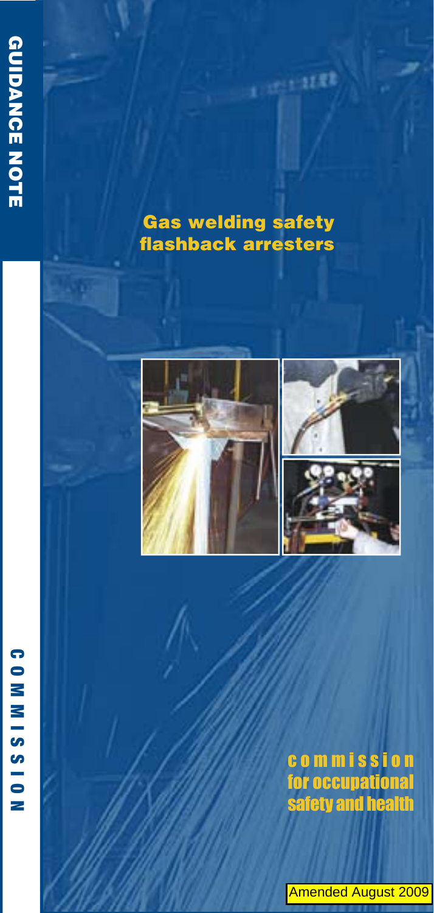GUIDANCE NOTE

# Gas welding safety flashback arresters

COMMISSION

commission for occupational safety and health

Amended August 2009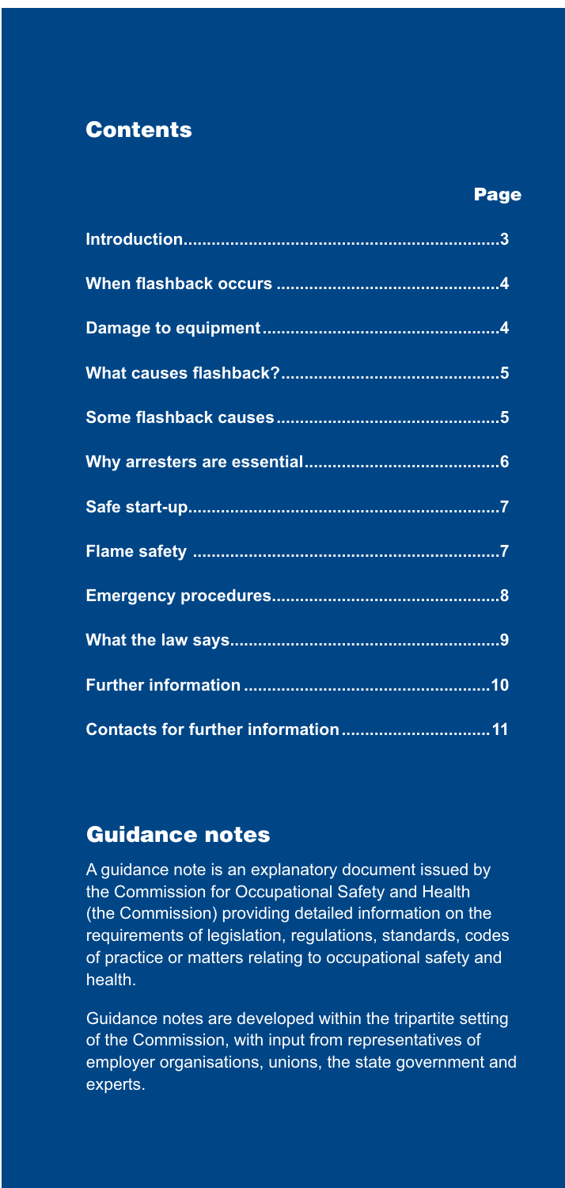## Contents

| | Page |
|---|---|
| **Introduction** | **3** |
| **When flashback occurs** | **4** |
| **Damage to equipment** | **4** |
| **What causes flashback?** | **5** |
| **Some flashback causes** | **5** |
| **Why arresters are essential** | **6** |
| **Safe start-up** | **7** |
| **Flame safety** | **7** |
| **Emergency procedures** | **8** |
| **What the law says** | **9** |
| **Further information** | **10** |
| **Contacts for further information** | **11** |

## Guidance notes

A guidance note is an explanatory document issued by the Commission for Occupational Safety and Health (the Commission) providing detailed information on the requirements of legislation, regulations, standards, codes of practice or matters relating to occupational safety and health.

Guidance notes are developed within the tripartite setting of the Commission, with input from representatives of employer organisations, unions, the state government and experts.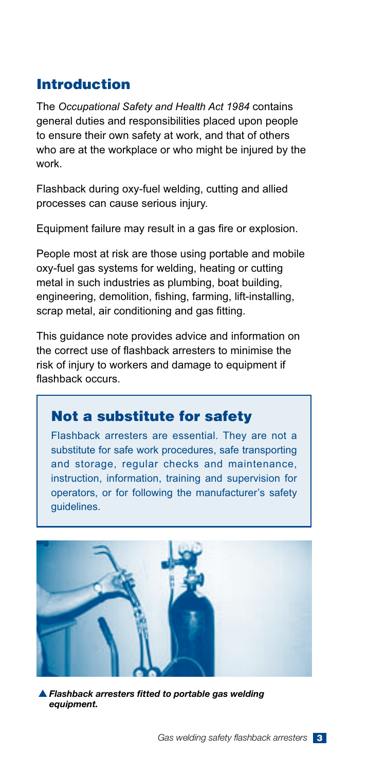## Introduction

The *Occupational Safety and Health Act 1984* contains general duties and responsibilities placed upon people to ensure their own safety at work, and that of others who are at the workplace or who might be injured by the work.

Flashback during oxy-fuel welding, cutting and allied processes can cause serious injury.

Equipment failure may result in a gas fire or explosion.

People most at risk are those using portable and mobile oxy-fuel gas systems for welding, heating or cutting metal in such industries as plumbing, boat building, engineering, demolition, fishing, farming, lift-installing, scrap metal, air conditioning and gas fitting.

This guidance note provides advice and information on the correct use of flashback arresters to minimise the risk of injury to workers and damage to equipment if flashback occurs.

### Not a substitute for safety

Flashback arresters are essential. They are not a substitute for safe work procedures, safe transporting and storage, regular checks and maintenance, instruction, information, training and supervision for operators, or for following the manufacturer's safety guidelines.

▲ ***Flashback arresters fitted to portable gas welding equipment.***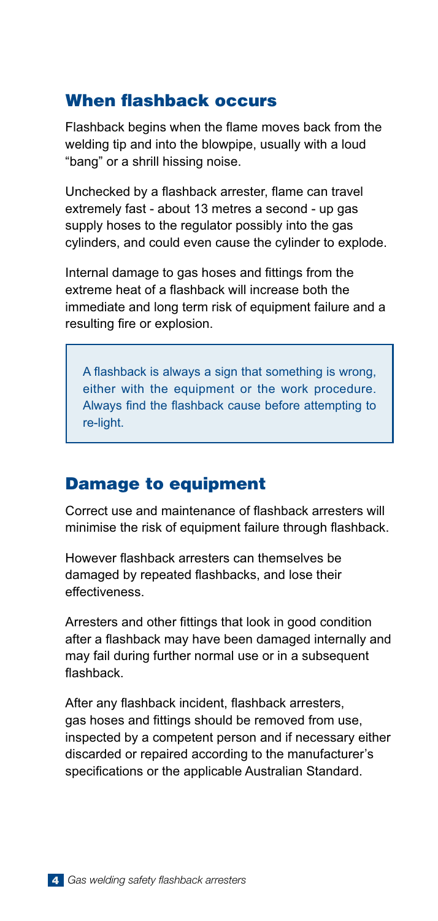## When flashback occurs

Flashback begins when the flame moves back from the welding tip and into the blowpipe, usually with a loud "bang" or a shrill hissing noise.

Unchecked by a flashback arrester, flame can travel extremely fast - about 13 metres a second - up gas supply hoses to the regulator possibly into the gas cylinders, and could even cause the cylinder to explode.

Internal damage to gas hoses and fittings from the extreme heat of a flashback will increase both the immediate and long term risk of equipment failure and a resulting fire or explosion.

> A flashback is always a sign that something is wrong, either with the equipment or the work procedure. Always find the flashback cause before attempting to re-light.

## Damage to equipment

Correct use and maintenance of flashback arresters will minimise the risk of equipment failure through flashback.

However flashback arresters can themselves be damaged by repeated flashbacks, and lose their effectiveness.

Arresters and other fittings that look in good condition after a flashback may have been damaged internally and may fail during further normal use or in a subsequent flashback.

After any flashback incident, flashback arresters, gas hoses and fittings should be removed from use, inspected by a competent person and if necessary either discarded or repaired according to the manufacturer's specifications or the applicable Australian Standard.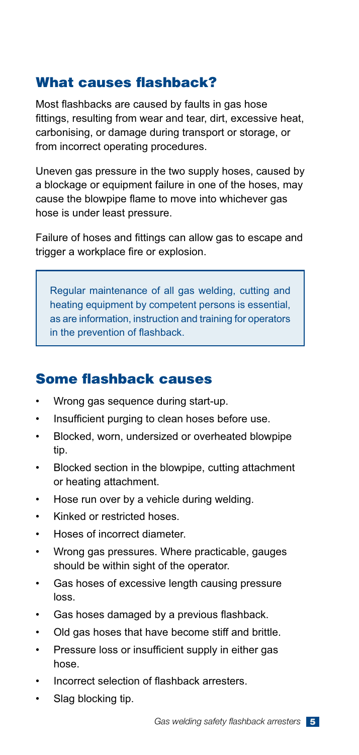## What causes flashback?

Most flashbacks are caused by faults in gas hose fittings, resulting from wear and tear, dirt, excessive heat, carbonising, or damage during transport or storage, or from incorrect operating procedures.

Uneven gas pressure in the two supply hoses, caused by a blockage or equipment failure in one of the hoses, may cause the blowpipe flame to move into whichever gas hose is under least pressure.

Failure of hoses and fittings can allow gas to escape and trigger a workplace fire or explosion.

> Regular maintenance of all gas welding, cutting and heating equipment by competent persons is essential, as are information, instruction and training for operators in the prevention of flashback.

## Some flashback causes

- Wrong gas sequence during start-up.
- Insufficient purging to clean hoses before use.
- Blocked, worn, undersized or overheated blowpipe tip.
- Blocked section in the blowpipe, cutting attachment or heating attachment.
- Hose run over by a vehicle during welding.
- Kinked or restricted hoses.
- Hoses of incorrect diameter.
- Wrong gas pressures. Where practicable, gauges should be within sight of the operator.
- Gas hoses of excessive length causing pressure loss.
- Gas hoses damaged by a previous flashback.
- Old gas hoses that have become stiff and brittle.
- Pressure loss or insufficient supply in either gas hose.
- Incorrect selection of flashback arresters.
- Slag blocking tip.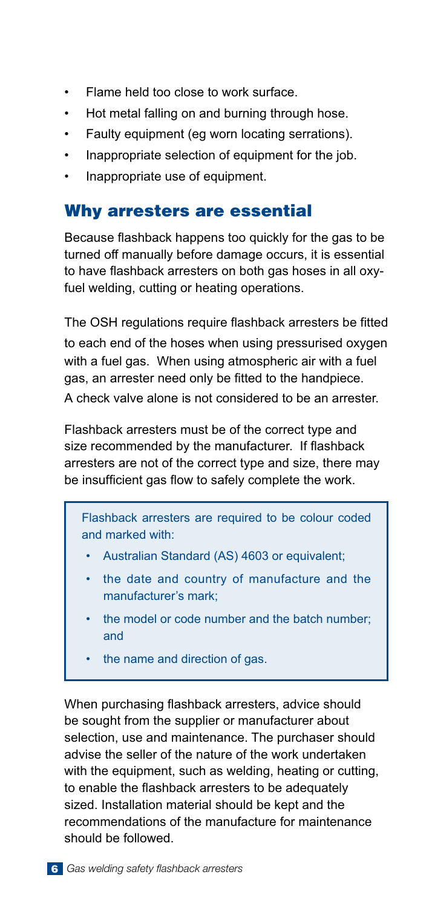- Flame held too close to work surface.
- Hot metal falling on and burning through hose.
- Faulty equipment (eg worn locating serrations).
- Inappropriate selection of equipment for the job.
- Inappropriate use of equipment.

## Why arresters are essential

Because flashback happens too quickly for the gas to be turned off manually before damage occurs, it is essential to have flashback arresters on both gas hoses in all oxy-fuel welding, cutting or heating operations.

The OSH regulations require flashback arresters be fitted to each end of the hoses when using pressurised oxygen with a fuel gas. When using atmospheric air with a fuel gas, an arrester need only be fitted to the handpiece. A check valve alone is not considered to be an arrester.

Flashback arresters must be of the correct type and size recommended by the manufacturer. If flashback arresters are not of the correct type and size, there may be insufficient gas flow to safely complete the work.

> Flashback arresters are required to be colour coded and marked with:
>
> - Australian Standard (AS) 4603 or equivalent;
> - the date and country of manufacture and the manufacturer's mark;
> - the model or code number and the batch number; and
> - the name and direction of gas.

When purchasing flashback arresters, advice should be sought from the supplier or manufacturer about selection, use and maintenance. The purchaser should advise the seller of the nature of the work undertaken with the equipment, such as welding, heating or cutting, to enable the flashback arresters to be adequately sized. Installation material should be kept and the recommendations of the manufacture for maintenance should be followed.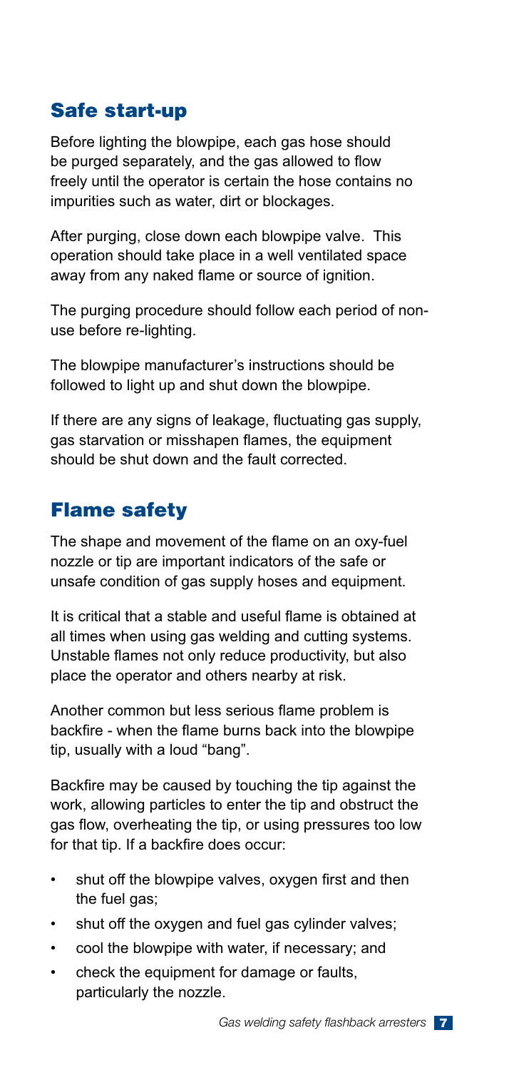## Safe start-up

Before lighting the blowpipe, each gas hose should be purged separately, and the gas allowed to flow freely until the operator is certain the hose contains no impurities such as water, dirt or blockages.

After purging, close down each blowpipe valve. This operation should take place in a well ventilated space away from any naked flame or source of ignition.

The purging procedure should follow each period of non-use before re-lighting.

The blowpipe manufacturer's instructions should be followed to light up and shut down the blowpipe.

If there are any signs of leakage, fluctuating gas supply, gas starvation or misshapen flames, the equipment should be shut down and the fault corrected.

## Flame safety

The shape and movement of the flame on an oxy-fuel nozzle or tip are important indicators of the safe or unsafe condition of gas supply hoses and equipment.

It is critical that a stable and useful flame is obtained at all times when using gas welding and cutting systems. Unstable flames not only reduce productivity, but also place the operator and others nearby at risk.

Another common but less serious flame problem is backfire - when the flame burns back into the blowpipe tip, usually with a loud "bang".

Backfire may be caused by touching the tip against the work, allowing particles to enter the tip and obstruct the gas flow, overheating the tip, or using pressures too low for that tip. If a backfire does occur:

- shut off the blowpipe valves, oxygen first and then the fuel gas;
- shut off the oxygen and fuel gas cylinder valves;
- cool the blowpipe with water, if necessary; and
- check the equipment for damage or faults, particularly the nozzle.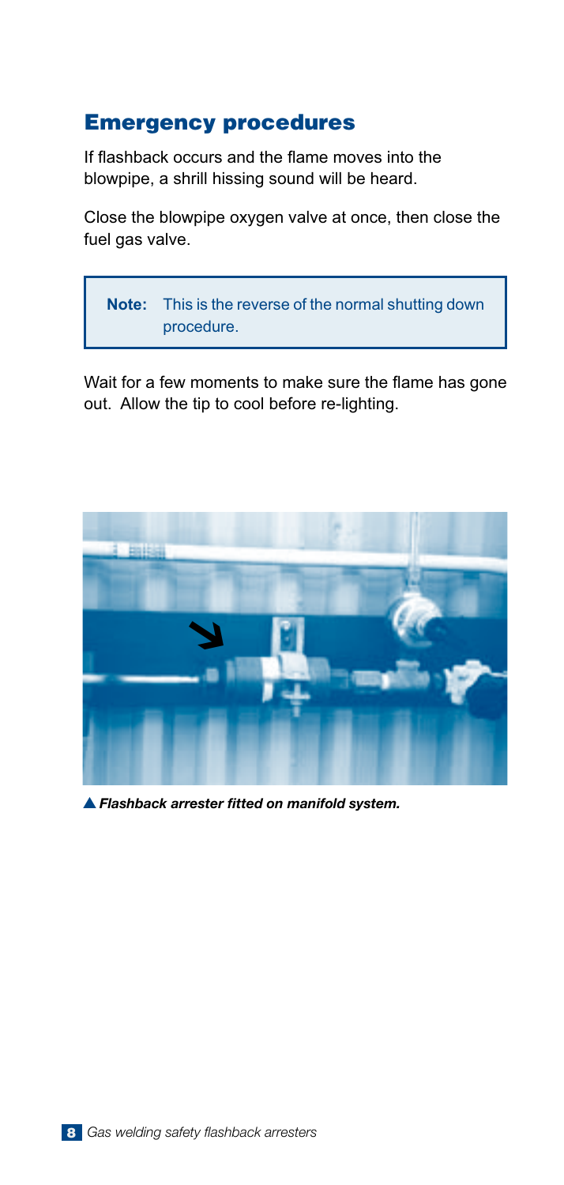## Emergency procedures

If flashback occurs and the flame moves into the blowpipe, a shrill hissing sound will be heard.

Close the blowpipe oxygen valve at once, then close the fuel gas valve.

> **Note:** This is the reverse of the normal shutting down procedure.

Wait for a few moments to make sure the flame has gone out. Allow the tip to cool before re-lighting.

▲ ***Flashback arrester fitted on manifold system.***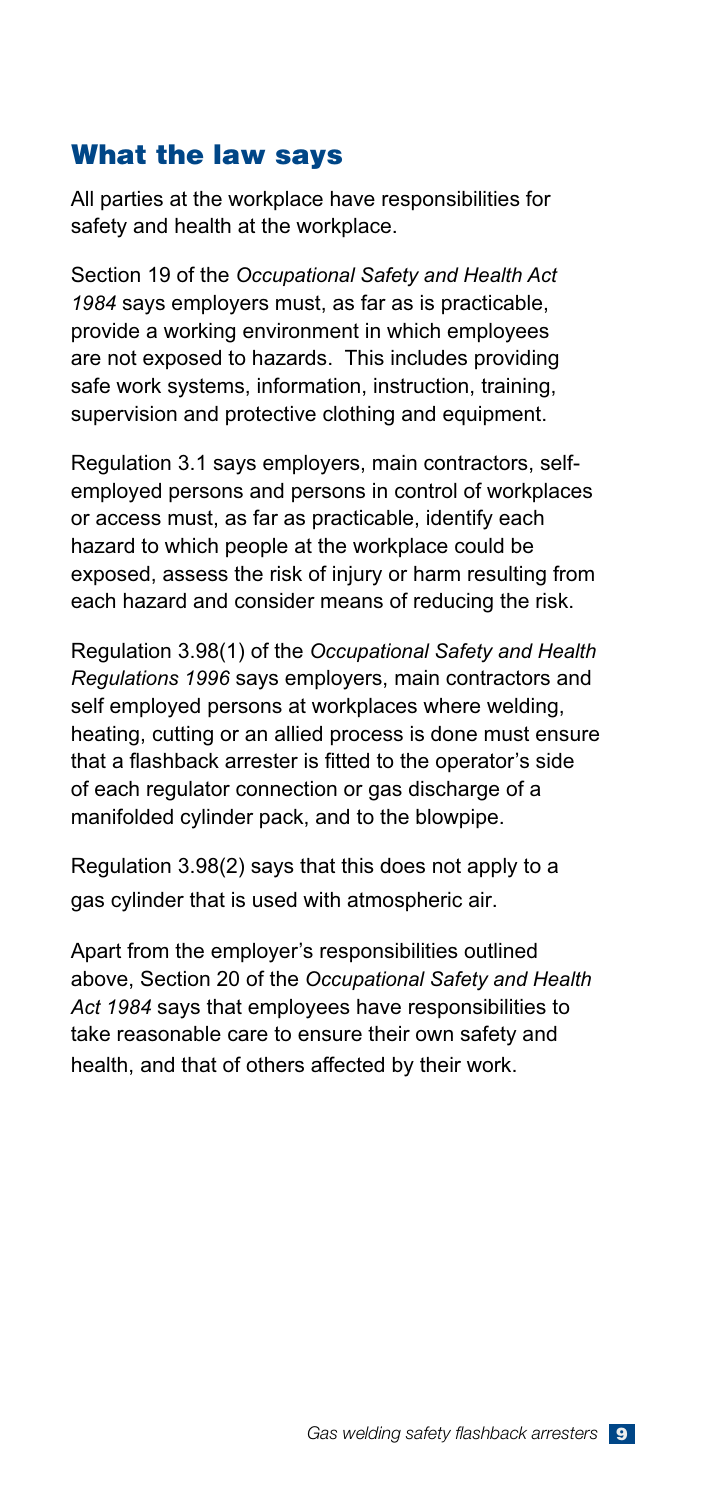## What the law says

All parties at the workplace have responsibilities for safety and health at the workplace.

Section 19 of the *Occupational Safety and Health Act 1984* says employers must, as far as is practicable, provide a working environment in which employees are not exposed to hazards. This includes providing safe work systems, information, instruction, training, supervision and protective clothing and equipment.

Regulation 3.1 says employers, main contractors, self-employed persons and persons in control of workplaces or access must, as far as practicable, identify each hazard to which people at the workplace could be exposed, assess the risk of injury or harm resulting from each hazard and consider means of reducing the risk.

Regulation 3.98(1) of the *Occupational Safety and Health Regulations 1996* says employers, main contractors and self employed persons at workplaces where welding, heating, cutting or an allied process is done must ensure that a flashback arrester is fitted to the operator's side of each regulator connection or gas discharge of a manifolded cylinder pack, and to the blowpipe.

Regulation 3.98(2) says that this does not apply to a gas cylinder that is used with atmospheric air.

Apart from the employer's responsibilities outlined above, Section 20 of the *Occupational Safety and Health Act 1984* says that employees have responsibilities to take reasonable care to ensure their own safety and health, and that of others affected by their work.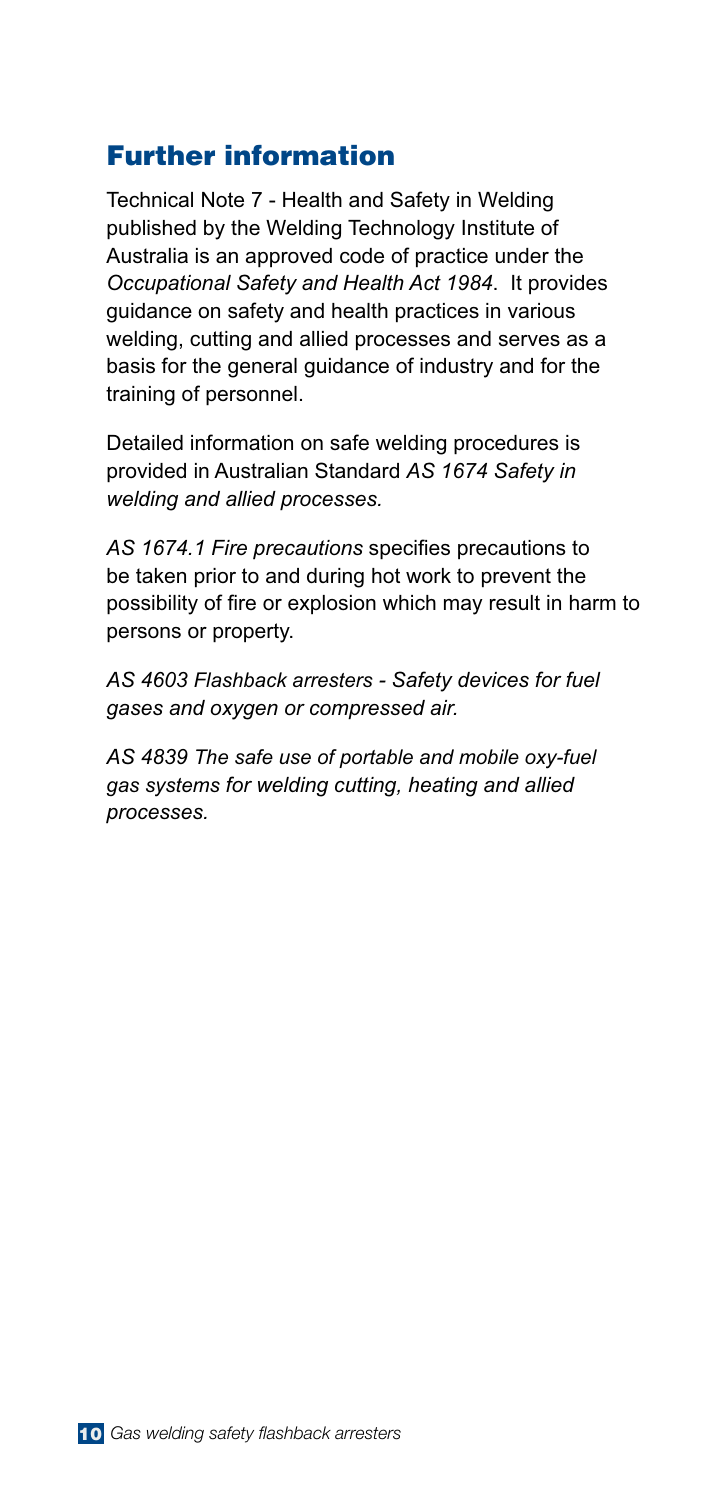## Further information

Technical Note 7 - Health and Safety in Welding published by the Welding Technology Institute of Australia is an approved code of practice under the *Occupational Safety and Health Act 1984*. It provides guidance on safety and health practices in various welding, cutting and allied processes and serves as a basis for the general guidance of industry and for the training of personnel.

Detailed information on safe welding procedures is provided in Australian Standard *AS 1674 Safety in welding and allied processes.*

*AS 1674.1 Fire precautions* specifies precautions to be taken prior to and during hot work to prevent the possibility of fire or explosion which may result in harm to persons or property.

*AS 4603 Flashback arresters - Safety devices for fuel gases and oxygen or compressed air.*

*AS 4839 The safe use of portable and mobile oxy-fuel gas systems for welding cutting, heating and allied processes.*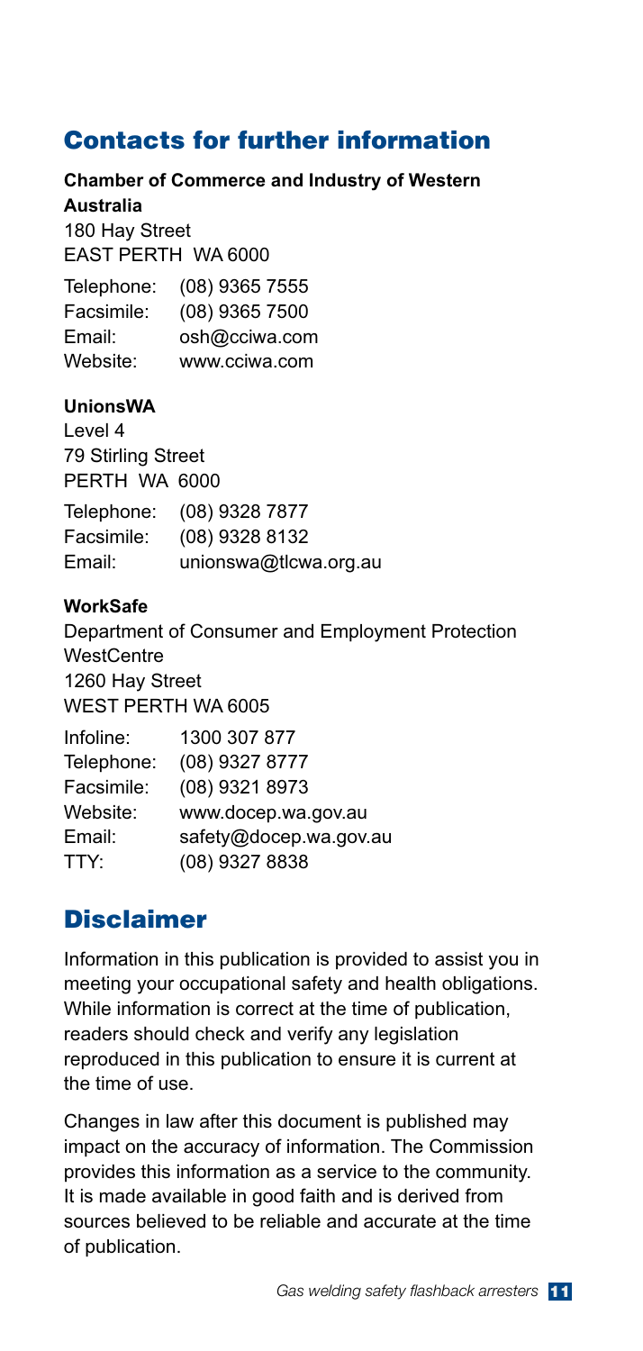## Contacts for further information

**Chamber of Commerce and Industry of Western Australia**
180 Hay Street
EAST PERTH WA 6000

| | |
|---|---|
| Telephone: | (08) 9365 7555 |
| Facsimile: | (08) 9365 7500 |
| Email: | osh@cciwa.com |
| Website: | www.cciwa.com |

**UnionsWA**
Level 4
79 Stirling Street
PERTH WA 6000

| | |
|---|---|
| Telephone: | (08) 9328 7877 |
| Facsimile: | (08) 9328 8132 |
| Email: | unionswa@tlcwa.org.au |

**WorkSafe**
Department of Consumer and Employment Protection
WestCentre
1260 Hay Street
WEST PERTH WA 6005

| | |
|---|---|
| Infoline: | 1300 307 877 |
| Telephone: | (08) 9327 8777 |
| Facsimile: | (08) 9321 8973 |
| Website: | www.docep.wa.gov.au |
| Email: | safety@docep.wa.gov.au |
| TTY: | (08) 9327 8838 |

## Disclaimer

Information in this publication is provided to assist you in meeting your occupational safety and health obligations. While information is correct at the time of publication, readers should check and verify any legislation reproduced in this publication to ensure it is current at the time of use.

Changes in law after this document is published may impact on the accuracy of information. The Commission provides this information as a service to the community. It is made available in good faith and is derived from sources believed to be reliable and accurate at the time of publication.